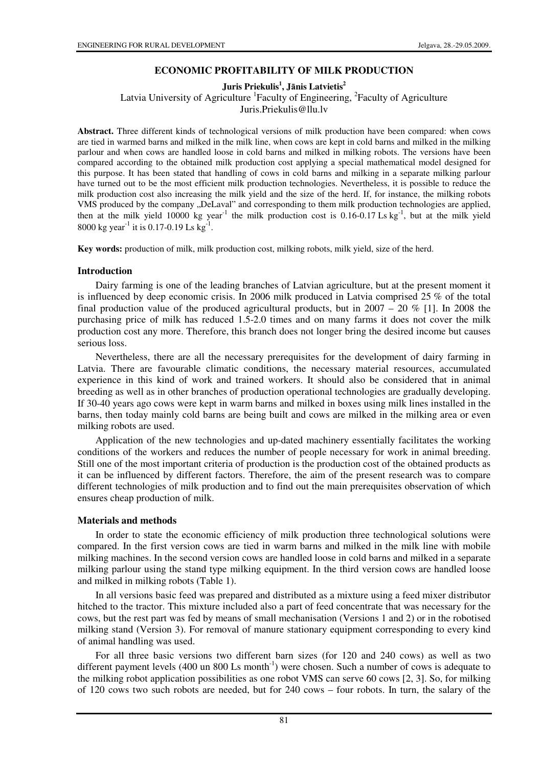# ECONOMIC PROFITABILITY OF MILK PRODUCTION

**Juris Priekulis[1], Jānis Latvietis[2]**

Latvia University of Agriculture [1]Faculty of Engineering, [2]Faculty of Agriculture

Juris.Priekulis@llu.lv

**Abstract.** Three different kinds of technological versions of milk production have been compared: when cows are tied in warmed barns and milked in the milk line, when cows are kept in cold barns and milked in the milking parlour and when cows are handled loose in cold barns and milked in milking robots. The versions have been compared according to the obtained milk production cost applying a special mathematical model designed for this purpose. It has been stated that handling of cows in cold barns and milking in a separate milking parlour have turned out to be the most efficient milk production technologies. Nevertheless, it is possible to reduce the milk production cost also increasing the milk yield and the size of the herd. If, for instance, the milking robots VMS produced by the company „DeLaval" and corresponding to them milk production technologies are applied, then at the milk yield 10000 kg year$^{-1}$ the milk production cost is 0.16-0.17 Ls kg$^{-1}$, but at the milk yield 8000 kg year$^{-1}$ it is 0.17-0.19 Ls kg$^{-1}$.

**Key words:** production of milk, milk production cost, milking robots, milk yield, size of the herd.

## Introduction

Dairy farming is one of the leading branches of Latvian agriculture, but at the present moment it is influenced by deep economic crisis. In 2006 milk produced in Latvia comprised 25 % of the total final production value of the produced agricultural products, but in 2007 – 20 % [1]. In 2008 the purchasing price of milk has reduced 1.5-2.0 times and on many farms it does not cover the milk production cost any more. Therefore, this branch does not longer bring the desired income but causes serious loss.

Nevertheless, there are all the necessary prerequisites for the development of dairy farming in Latvia. There are favourable climatic conditions, the necessary material resources, accumulated experience in this kind of work and trained workers. It should also be considered that in animal breeding as well as in other branches of production operational technologies are gradually developing. If 30-40 years ago cows were kept in warm barns and milked in boxes using milk lines installed in the barns, then today mainly cold barns are being built and cows are milked in the milking area or even milking robots are used.

Application of the new technologies and up-dated machinery essentially facilitates the working conditions of the workers and reduces the number of people necessary for work in animal breeding. Still one of the most important criteria of production is the production cost of the obtained products as it can be influenced by different factors. Therefore, the aim of the present research was to compare different technologies of milk production and to find out the main prerequisites observation of which ensures cheap production of milk.

## Materials and methods

In order to state the economic efficiency of milk production three technological solutions were compared. In the first version cows are tied in warm barns and milked in the milk line with mobile milking machines. In the second version cows are handled loose in cold barns and milked in a separate milking parlour using the stand type milking equipment. In the third version cows are handled loose and milked in milking robots (Table 1).

In all versions basic feed was prepared and distributed as a mixture using a feed mixer distributor hitched to the tractor. This mixture included also a part of feed concentrate that was necessary for the cows, but the rest part was fed by means of small mechanisation (Versions 1 and 2) or in the robotised milking stand (Version 3). For removal of manure stationary equipment corresponding to every kind of animal handling was used.

For all three basic versions two different barn sizes (for 120 and 240 cows) as well as two different payment levels (400 un 800 Ls month$^{-1}$) were chosen. Such a number of cows is adequate to the milking robot application possibilities as one robot VMS can serve 60 cows [2, 3]. So, for milking of 120 cows two such robots are needed, but for 240 cows – four robots. In turn, the salary of the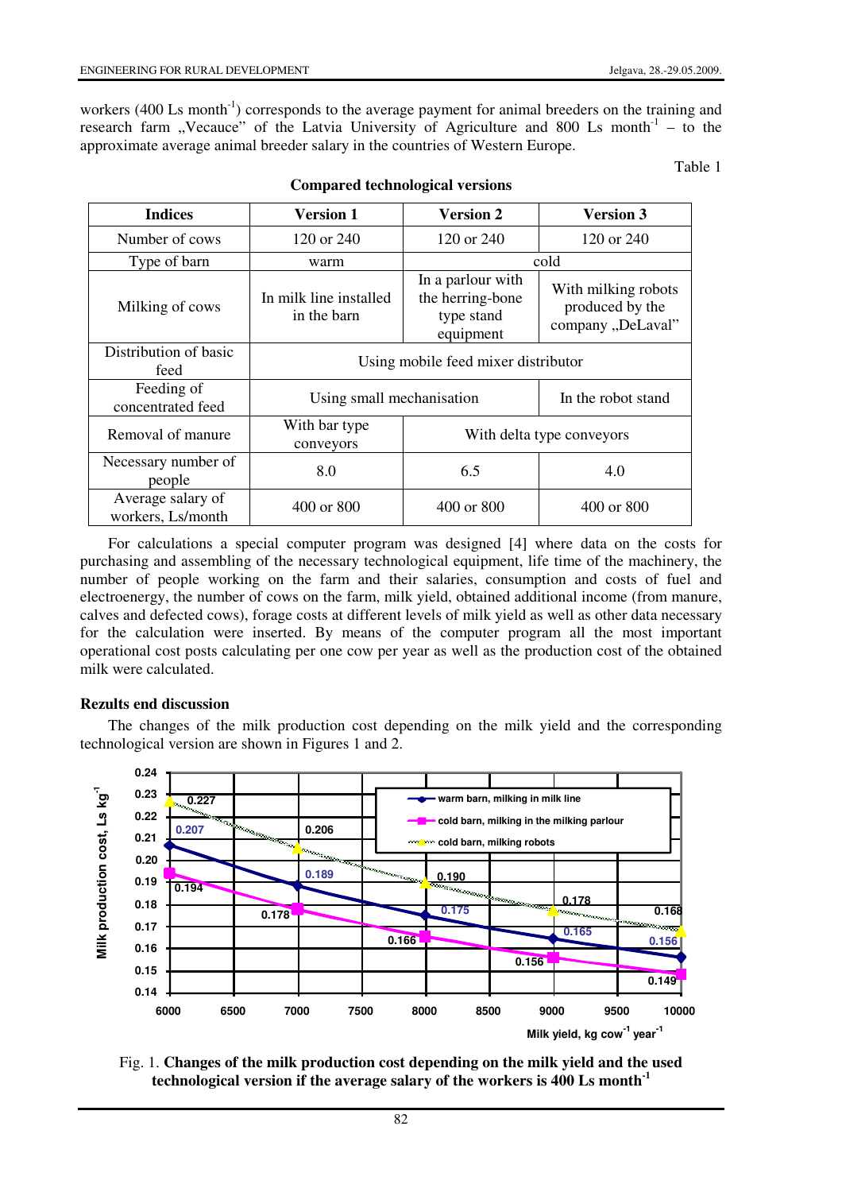workers (400 Ls month$^{-1}$) corresponds to the average payment for animal breeders on the training and research farm „Vecauce" of the Latvia University of Agriculture and 800 Ls month$^{-1}$ – to the approximate average animal breeder salary in the countries of Western Europe.

Table 1

**Compared technological versions**

| Indices | Version 1 | Version 2 | Version 3 |
|---|---|---|---|
| Number of cows | 120 or 240 | 120 or 240 | 120 or 240 |
| Type of barn | warm | cold | |
| Milking of cows | In milk line installed in the barn | In a parlour with the herring-bone type stand equipment | With milking robots produced by the company „DeLaval" |
| Distribution of basic feed | Using mobile feed mixer distributor | | |
| Feeding of concentrated feed | Using small mechanisation | | In the robot stand |
| Removal of manure | With bar type conveyors | With delta type conveyors | |
| Necessary number of people | 8.0 | 6.5 | 4.0 |
| Average salary of workers, Ls/month | 400 or 800 | 400 or 800 | 400 or 800 |

For calculations a special computer program was designed [4] where data on the costs for purchasing and assembling of the necessary technological equipment, life time of the machinery, the number of people working on the farm and their salaries, consumption and costs of fuel and electroenergy, the number of cows on the farm, milk yield, obtained additional income (from manure, calves and defected cows), forage costs at different levels of milk yield as well as other data necessary for the calculation were inserted. By means of the computer program all the most important operational cost posts calculating per one cow per year as well as the production cost of the obtained milk were calculated.

## Rezults end discussion

The changes of the milk production cost depending on the milk yield and the corresponding technological version are shown in Figures 1 and 2.

Fig. 1. **Changes of the milk production cost depending on the milk yield and the used technological version if the average salary of the workers is 400 Ls month$^{-1}$**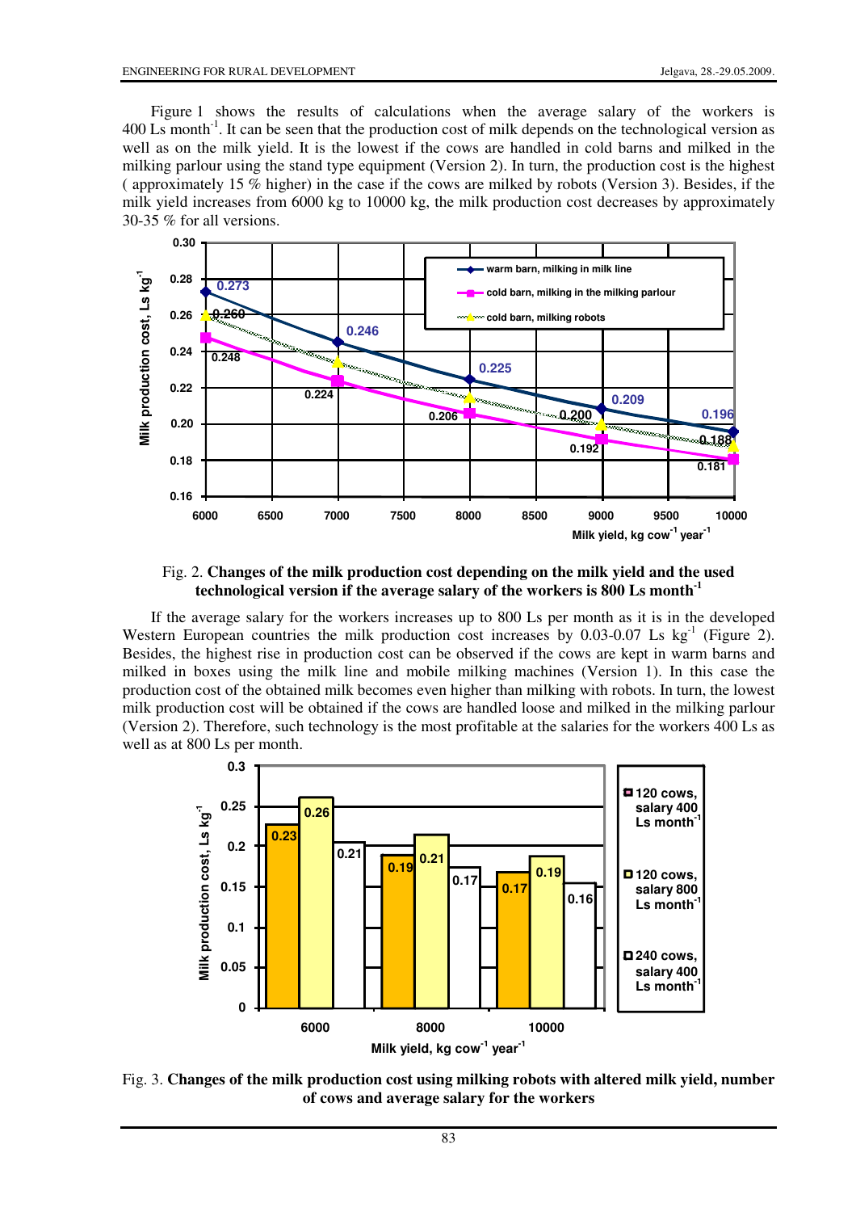Figure 1 shows the results of calculations when the average salary of the workers is 400 Ls month$^{-1}$. It can be seen that the production cost of milk depends on the technological version as well as on the milk yield. It is the lowest if the cows are handled in cold barns and milked in the milking parlour using the stand type equipment (Version 2). In turn, the production cost is the highest ( approximately 15 % higher) in the case if the cows are milked by robots (Version 3). Besides, if the milk yield increases from 6000 kg to 10000 kg, the milk production cost decreases by approximately 30-35 % for all versions.

Fig. 2. **Changes of the milk production cost depending on the milk yield and the used technological version if the average salary of the workers is 800 Ls month$^{-1}$**

If the average salary for the workers increases up to 800 Ls per month as it is in the developed Western European countries the milk production cost increases by 0.03-0.07 Ls kg$^{-1}$ (Figure 2). Besides, the highest rise in production cost can be observed if the cows are kept in warm barns and milked in boxes using the milk line and mobile milking machines (Version 1). In this case the production cost of the obtained milk becomes even higher than milking with robots. In turn, the lowest milk production cost will be obtained if the cows are handled loose and milked in the milking parlour (Version 2). Therefore, such technology is the most profitable at the salaries for the workers 400 Ls as well as at 800 Ls per month.

Fig. 3. **Changes of the milk production cost using milking robots with altered milk yield, number of cows and average salary for the workers**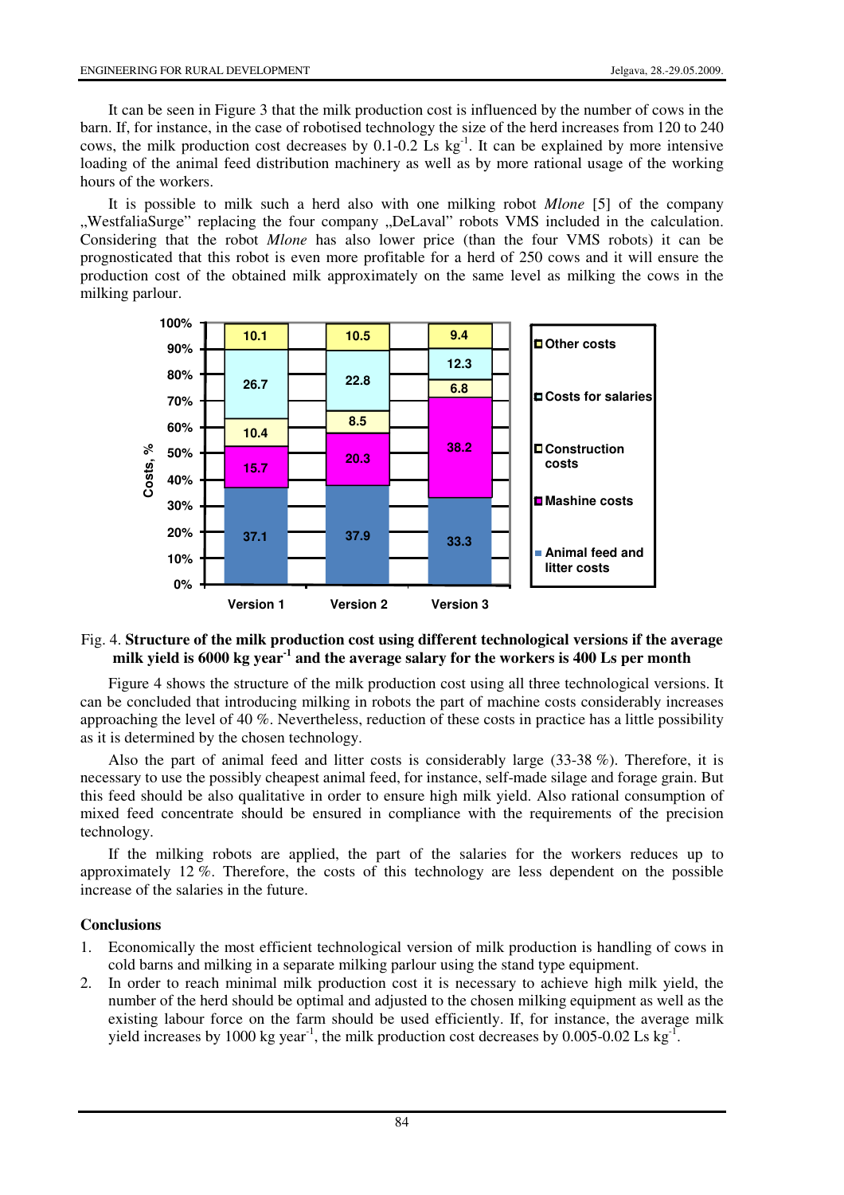It can be seen in Figure 3 that the milk production cost is influenced by the number of cows in the barn. If, for instance, in the case of robotised technology the size of the herd increases from 120 to 240 cows, the milk production cost decreases by 0.1-0.2 Ls $kg^{-1}$. It can be explained by more intensive loading of the animal feed distribution machinery as well as by more rational usage of the working hours of the workers.

It is possible to milk such a herd also with one milking robot *Mlone* [5] of the company „WestfaliaSurge" replacing the four company „DeLaval" robots VMS included in the calculation. Considering that the robot *Mlone* has also lower price (than the four VMS robots) it can be prognosticated that this robot is even more profitable for a herd of 250 cows and it will ensure the production cost of the obtained milk approximately on the same level as milking the cows in the milking parlour.

| Costs, % | Version 1 | Version 2 | Version 3 |
|---|---|---|---|
| Other costs | 10.1 | 10.5 | 9.4 |
| Costs for salaries | 26.7 | 22.8 | 12.3 |
| Construction costs | 10.4 | 8.5 | 6.8 |
| Mashine costs | 15.7 | 20.3 | 38.2 |
| Animal feed and litter costs | 37.1 | 37.9 | 33.3 |

Fig. 4. **Structure of the milk production cost using different technological versions if the average milk yield is 6000 kg $year^{-1}$ and the average salary for the workers is 400 Ls per month**

Figure 4 shows the structure of the milk production cost using all three technological versions. It can be concluded that introducing milking in robots the part of machine costs considerably increases approaching the level of 40 %. Nevertheless, reduction of these costs in practice has a little possibility as it is determined by the chosen technology.

Also the part of animal feed and litter costs is considerably large (33-38 %). Therefore, it is necessary to use the possibly cheapest animal feed, for instance, self-made silage and forage grain. But this feed should be also qualitative in order to ensure high milk yield. Also rational consumption of mixed feed concentrate should be ensured in compliance with the requirements of the precision technology.

If the milking robots are applied, the part of the salaries for the workers reduces up to approximately 12 %. Therefore, the costs of this technology are less dependent on the possible increase of the salaries in the future.

## Conclusions

1. Economically the most efficient technological version of milk production is handling of cows in cold barns and milking in a separate milking parlour using the stand type equipment.
2. In order to reach minimal milk production cost it is necessary to achieve high milk yield, the number of the herd should be optimal and adjusted to the chosen milking equipment as well as the existing labour force on the farm should be used efficiently. If, for instance, the average milk yield increases by 1000 kg $year^{-1}$, the milk production cost decreases by 0.005-0.02 Ls $kg^{-1}$.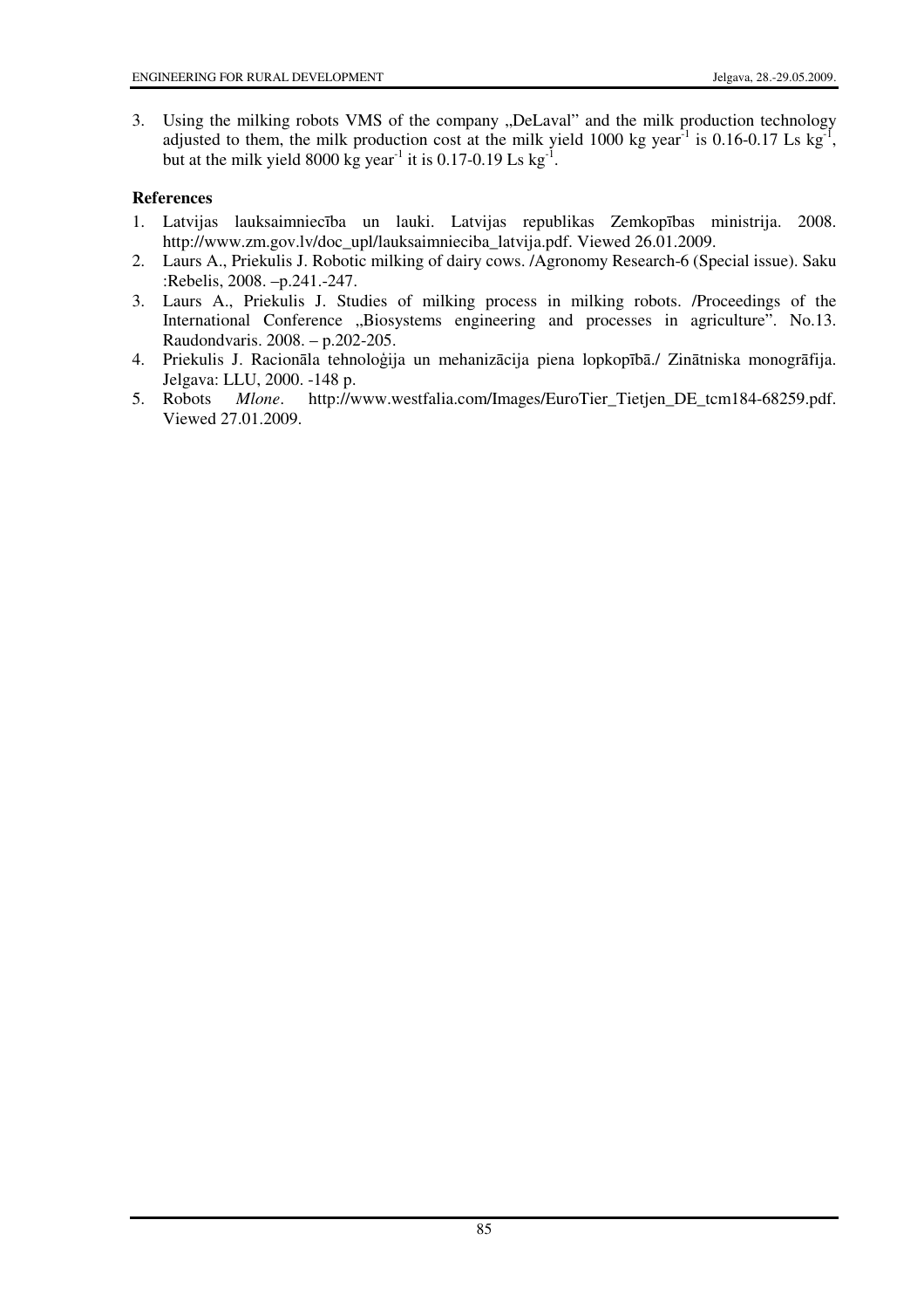3. Using the milking robots VMS of the company „DeLaval” and the milk production technology adjusted to them, the milk production cost at the milk yield 1000 kg year$^{-1}$ is 0.16-0.17 Ls kg$^{-1}$, but at the milk yield 8000 kg year$^{-1}$ it is 0.17-0.19 Ls kg$^{-1}$.

## References

1. Latvijas lauksaimniecība un lauki. Latvijas republikas Zemkopības ministrija. 2008. http://www.zm.gov.lv/doc_upl/lauksaimnieciba_latvija.pdf. Viewed 26.01.2009.
2. Laurs A., Priekulis J. Robotic milking of dairy cows. /Agronomy Research-6 (Special issue). Saku :Rebelis, 2008. –p.241.-247.
3. Laurs A., Priekulis J. Studies of milking process in milking robots. /Proceedings of the International Conference „Biosystems engineering and processes in agriculture”. No.13. Raudondvaris. 2008. – p.202-205.
4. Priekulis J. Racionāla tehnoloģija un mehanizācija piena lopkopībā./ Zinātniska monogrāfija. Jelgava: LLU, 2000. -148 p.
5. Robots *Mlone*. http://www.westfalia.com/Images/EuroTier_Tietjen_DE_tcm184-68259.pdf. Viewed 27.01.2009.